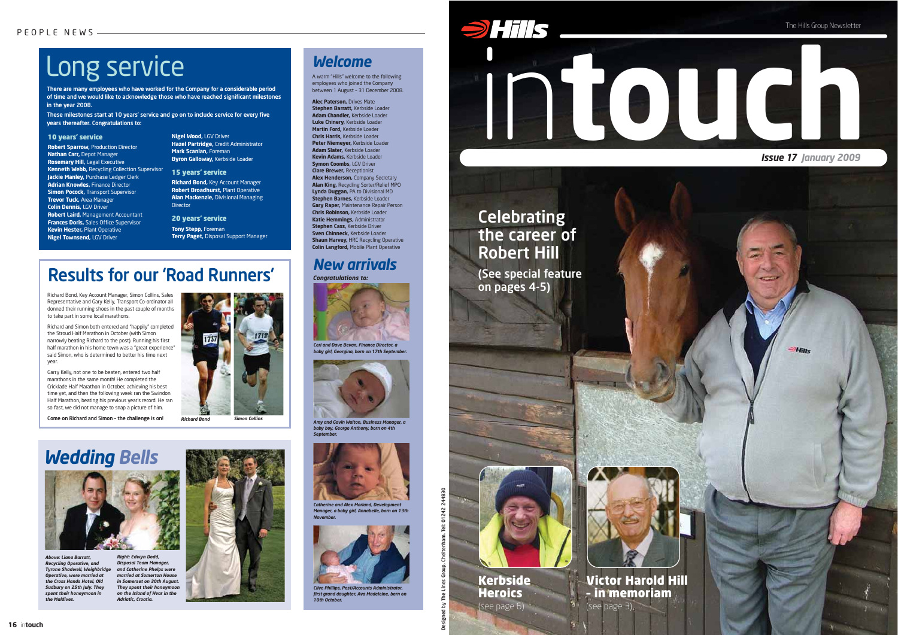# Long service

**There are many employees who have worked for the Company for a considerable period of time and we would like to acknowledge those who have reached significant milestones in the year 2008.**

**These milestones start at 10 years' service and go on to include service for every five years thereafter. Congratulations to:**

### 10 years' service

**Robert Sparrow,** Production Director
**Nathan Carr,** Depot Manager
**Rosemary Hill,** Legal Executive
**Kenneth Webb,** Recycling Collection Supervisor
**Jackie Manley,** Purchase Ledger Clerk
**Adrian Knowles,** Finance Director
**Simon Pocock,** Transport Supervisor
**Trevor Tuck,** Area Manager
**Colin Dennis,** LGV Driver
**Robert Laird,** Management Accountant
**Frances Doris,** Sales Office Supervisor
**Kevin Hester,** Plant Operative
**Nigel Townsend,** LGV Driver
**Nigel Wood,** LGV Driver
**Hazel Partridge,** Credit Administrator
**Mark Scanlan,** Foreman
**Byron Galloway,** Kerbside Loader

### 15 years' service

**Richard Bond,** Key Account Manager
**Robert Broadhurst,** Plant Operative
**Alan Mackenzie,** Divisional Managing Director

### 20 years' service

**Tony Stepp,** Foreman
**Terry Paget,** Disposal Support Manager

# Results for our 'Road Runners'

Richard Bond, Key Account Manager, Simon Collins, Sales Representative and Gary Kelly, Transport Co-ordinator all donned their running shoes in the past couple of months to take part in some local marathons.

Richard and Simon both entered and "happily" completed the Stroud Half Marathon in October (with Simon narrowly beating Richard to the post). Running his first half marathon in his home town was a "great experience" said Simon, who is determined to better his time next year.

Garry Kelly, not one to be beaten, entered two half marathons in the same month! He completed the Cricklade Half Marathon in October, achieving his best time yet, and then the following week ran the Swindon Half Marathon, beating his previous year's record. He ran so fast, we did not manage to snap a picture of him.

Come on Richard and Simon - the challenge is on!

*Richard Bond* *Simon Collins*

# *Wedding Bells*

***Above: Liana Barratt, Recycling Operative, and Tyrone Shadwell, Weighbridge Operative, were married at the Cross Hands Hotel, Old Sudbury on 25th July. They spent their honeymoon in the Maldives.***

***Right: Edwyn Dodd, Disposal Team Manager, and Catherine Phelps were married at Somerton House in Somerset on 30th August. They spent their honeymoon on the Island of Hvar in the Adriatic, Croatia.***

# *Welcome*

A warm "Hills" welcome to the following employees who joined the Company between 1 August - 31 December 2008.

**Alec Paterson,** Drives Mate
**Stephen Barratt,** Kerbside Loader
**Adam Chandler,** Kerbside Loader
**Luke Chinery,** Kerbside Loader
**Martin Ford,** Kerbside Loader
**Chris Harris,** Kerbside Loader
**Peter Niemeyer,** Kerbside Loader
**Adam Slater,** Kerbside Loader
**Kevin Adams,** Kerbside Loader
**Symon Coombs,** LGV Driver
**Clare Brewer,** Receptionist
**Alex Henderson,** Company Secretary
**Alan King,** Recycling Sorter/Relief MPO
**Lynda Duggan,** PA to Divisional MD
**Stephen Barnes,** Kerbside Loader
**Gary Raper,** Maintenance Repair Person
**Chris Robinson,** Kerbside Loader
**Katie Hemmings,** Administrator
**Stephen Cass,** Kerbside Driver
**Sven Chinneck,** Kerbside Loader
**Shaun Harvey,** HRC Recycling Operative
**Colin Langford,** Mobile Plant Operative

# *New arrivals*

***Congratulations to:***

***Ceri and Dave Bevan, Finance Director, a baby girl, Georgina, born on 17th September.***

***Amy and Gavin Walton, Business Manager, a baby boy, George Anthony, born on 4th September.***

***Catherine and Alex Marland, Development Manager, a baby girl, Annabelle, born on 13th November.***

***Clive Phillips, Post/Accounts Administrator, first grand daughter, Ava Madeleine, born on 10th October.***

Designed by The Lines Group, Cheltenham. Tel: 01242 244830

---

Hills

The Hills Group Newsletter

# intouch

***Issue 17 January 2009***

## Celebrating the career of Robert Hill

**(See special feature on pages 4-5)**

## Kerbside Heroics

(see page 6)

## Victor Harold Hill - in memoriam

(see page 3)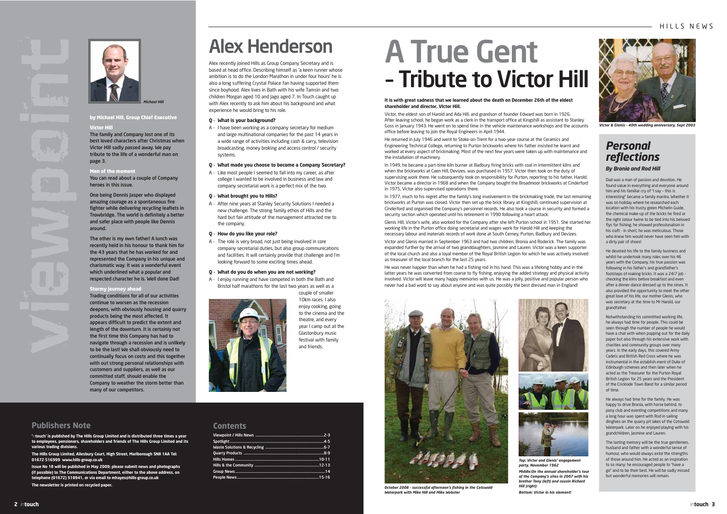# viewpoint

*Michael Hill*

**by Michael Hill, Group Chief Executive**

**Victor Hill**

**The family and Company lost one of its best loved characters after Christmas when Victor Hill sadly passed away. We pay tribute to the life of a wonderful man on page 3.**

**Men of the moment**

**You can read about a couple of Company heroes in this issue.**

**One being Dennis Jasper who displayed amazing courage as a spontaneous fire fighter while delivering recycling leaflets in Trowbridge. The world is definitely a better and safer place with people like Dennis around.**

**The other is my own father! A lunch was recently held in his honour to thank him for the 43 years that he has worked for and represented the Company in his unique and charismatic way. It was a wonderful event which underlined what a popular and respected character he is. Well done Dad!**

**Stormy journey ahead**

**Trading conditions for all of our activities continue to worsen as the recession deepens, with obviously housing and quarry products being the most affected. It appears difficult to predict the extent and length of the downturn. It is certainly not the first time this Company has had to navigate through a recession and is unlikely to be the last! We shall obviously need to continually focus on costs and this together with out strong personal relationships with customers and suppliers, as well as our committed staff, should enable the Company to weather the storm better than many of our competitors.**

## Publishers Note

**'intouch' is published by The Hills Group Limited and is distributed three times a year to employees, pensioners, shareholders and friends of The Hills Group Limited and its various trading divisions.**

**The Hills Group Limited, Ailesbury Court, High Street, Marlborough SN8 1AA Tel: 01672 516999 www.hills-group.co.uk**

**Issue No 18 will be published in May 2009; please submit news and photographs (if possible) to The Communications Department, either to the above address, on telephone (01672) 518941, or via email to mhayes@hills-group.co.uk**

**The newsletter is printed on recycled paper.**

# Alex Henderson

Alex recently joined Hills as Group Company Secretary and is based at head office. Describing himself as 'a keen runner whose ambition is to do the London Marathon in under four hours' he is also a long suffering Crystal Palace fan having supported them since boyhood. Alex lives in Bath with his wife Tamsin and two children Morgan aged 10 and Jago aged 7. In Touch caught up with Alex recently to ask him about his background and what experience he would bring to his role.

**Q - What is your background?**

A - I have been working as a company secretary for medium and large multinational companies for the past 14 years in a wide range of activities including cash & carry, television broadcasting, money broking and access control / security systems.

**Q - What made you choose to become a Company Secretary?**

A - Like most people I seemed to fall into my career, as after college I wanted to be involved in business and law and company secretarial work is a perfect mix of the two.

**Q - What brought you to Hills?**

A - After nine years at Stanley Security Solutions I needed a new challenge. The strong family ethos of Hills and the hard but fair attitude of the management attracted me to the company.

**Q - How do you like your role?**

A - The role is very broad, not just being involved in core company secretarial duties, but also group communications and facilities. It will certainly provide that challenge and I'm looking forward to some exciting times ahead.

**Q - What do you do when you are not working?**

A - I enjoy running and have competed in both the Bath and Bristol half marathons for the last two years as well as a couple of smaller 10km races. I also enjoy cooking, going to the cinema and the theatre, and every year I camp out at the Glastonbury music festival with family and friends.

## Contents

| | |
|---|---|
| Viewpoint / Hills News | 2-3 |
| Spotlight | 4-5 |
| Waste Solutions & Recycling | 6-7 |
| Quarry Products | 8-9 |
| Hills Homes | 10-11 |
| Hills & the Community | 12-13 |
| Group News | 14 |
| People News | 15-16 |

# A True Gent - Tribute to Victor Hill

**It is with great sadness that we learned about the death on December 26th of the eldest shareholder and director, Victor Hill.**

Victor, the eldest son of Harold and Ada Hill, and grandson of founder Edward was born in 1926. After leaving school, he began work as a clerk in the transport office at Kingshill as assistant to Stanley Goss in January 1943. He went on to spend time in the vehicle maintenance workshops and the accounts office before leaving to join the Royal Engineers in April 1944.

He returned in July 1946 and went to Stoke-on-Trent for a two-year course at the Ceramics and Engineering Technical College, returning to Purton brickworks where his father insisted he learnt and worked at every aspect of brickmaking. Most of the next few years were taken up with maintenance and the installation of machinery.

In 1949, he became a part-time kiln burner at Badbury firing bricks with coal in intermittent kilns and when the brickworks at Caen Hill, Devizes, was purchased in 1957, Victor then took on the duty of supervising work there. He subsequently took on responsibility for Purton, reporting to his father, Harold. Victor became a director in 1968 and when the Company bought the Broadmoor brickworks at Cinderford in 1975, Victor also supervised operations there.

In 1977, much to his regret after the family's long involvement in the brickmaking trade, the last remaining brickworks at Purton was closed. Victor then set up the brick library at Kingshill, continued supervision at Cinderford and organised the Company's personnel records. He also took a course in security and formed a security section which operated until his retirement in 1990 following a heart attack.

Glenis Hill, Victor's wife, also worked for the Company after she left Purton school in 1951. She started her working life in the Purton office doing secretarial and wages work for Harold Hill and keeping the necessary labour and materials records of work done at South Cerney, Purton, Badbury and Devizes.

Victor and Glenis married in September 1963 and had two children, Bronia and Roderick. The family was expanded further by the arrival of two granddaughters, Jasmine and Lauren. Victor was a keen supporter of the local church and also a loyal member of the Royal British Legion for which he was actively involved as treasurer of the local branch for the last 25 years.

He was never happier than when he had a fishing rod in his hand. This was a lifelong hobby and in the latter years he was converted from coarse to fly fishing, enjoying the added strategy and physical activity involved. Victor will leave many happy memories with us. He was a jolly, positive and popular person who never had a bad word to say about anyone and was quite possibly the best dressed man in England!

*October 2008 - successful afternoon's fishing in the Cotswold Waterpark with Mike Hill and Mike Webster*

***Top:** Victor and Glenis' engagement party, November 1962*

***Middle:** On the annual shareholder's tour of the Company's sites in 2007 with his brother Tony (left) and cousin Richard Hill (right)*

***Bottom:** Victor in his element!*

*Victor & Glenis - 40th wedding anniversary, Sept 2003*

## Personal reflections

***By Bronia and Rod Hill***

Dad was a man of passion and devotion. He found value in everything and everyone around him and his familiar cry of "I say – this is interesting" became a family mantra. Whether it was on holiday where he researched each location with his trusty green Michelin Guide, the chemical make-up of the bricks he fired or the right colour twine to be tied into his beloved flys for fishing, he showed professionalism in his craft - in short, he was meticulous. Those who knew him would never have seen him with a dirty pair of shoes!

He devoted his life to the family business and whilst he undertook many roles over his 46 years with the Company, his true passion was following in his father's and grandfather's footsteps of making bricks. It was a 24/7 job - checking the kilns before breakfast and even after a dinner-dance dressed up to the nines. It also provided the opportunity to meet the other great love of his life, our mother Glenis, who was secretary at the time to Mr Harold, our grandfather.

Notwithstanding his committed working life, he always had time for people. This could be seen through the number of people he would have a chat with when popping out for the daily paper but also through his extensive work with charities and community groups over many years. In the early days, this covered Army Cadets and British Red Cross where he was instrumental in the establish-ment of Duke of Edinburgh schemes and then later when he acted as the Treasurer for the Purton Royal British Legion for 25 years and the President of the Cricklade Town Band for a similar period of time.

He always had time for the family. He was happy to drive Bronia, with horse behind, to pony club and eventing competitions and many a long hour was spent with Rod in sailing dinghies on the quarry pit lakes of the Cotswold Waterpark. Later on he enjoyed playing with his grandchildren, Jasmine and Lauren.

The lasting memory will be the true gentlemen, husband and father with a wonderful sense of humour, who would always extol the strengths of those around him. He acted as an inspiration to so many: he encouraged people to "have a go" and to be their best. He will be sadly missed but wonderful memories will remain.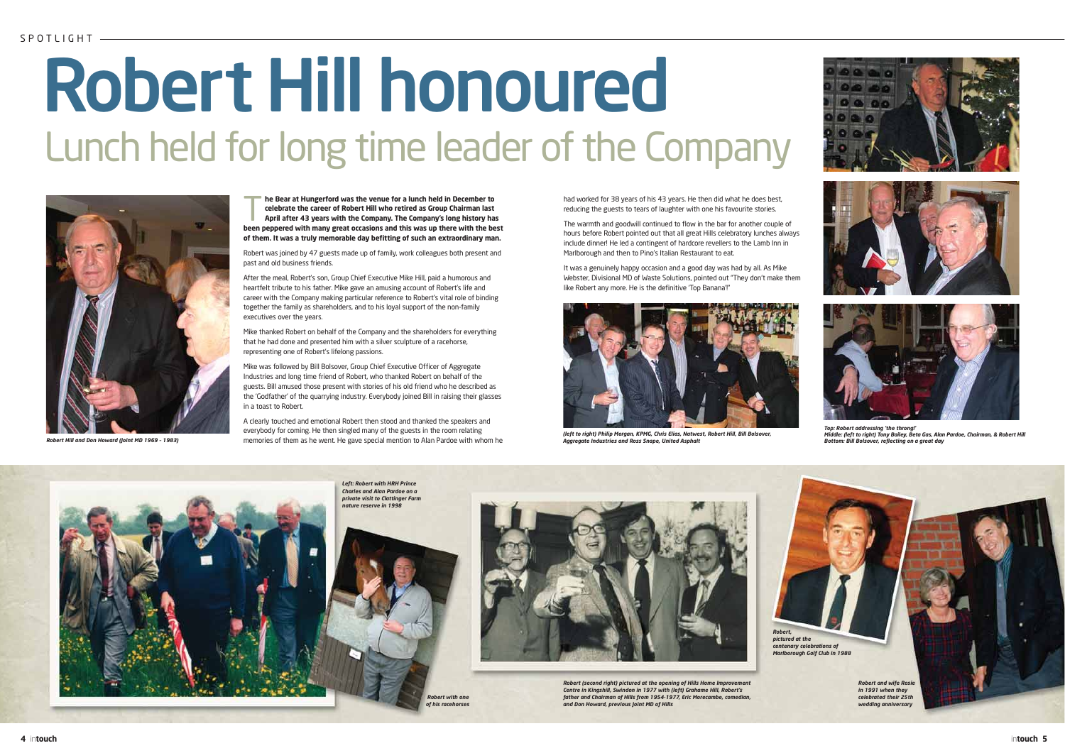# Robert Hill honoured

## Lunch held for long time leader of the Company

**The Bear at Hungerford was the venue for a lunch held in December to celebrate the career of Robert Hill who retired as Group Chairman last April after 43 years with the Company. The Company's long history has been peppered with many great occasions and this was up there with the best of them. It was a truly memorable day befitting of such an extraordinary man.**

Robert was joined by 47 guests made up of family, work colleagues both present and past and old business friends.

After the meal, Robert's son, Group Chief Executive Mike Hill, paid a humorous and heartfelt tribute to his father. Mike gave an amusing account of Robert's life and career with the Company making particular reference to Robert's vital role of binding together the family as shareholders, and to his loyal support of the non-family executives over the years.

Mike thanked Robert on behalf of the Company and the shareholders for everything that he had done and presented him with a silver sculpture of a racehorse, representing one of Robert's lifelong passions.

Mike was followed by Bill Bolsover, Group Chief Executive Officer of Aggregate Industries and long time friend of Robert, who thanked Robert on behalf of the guests. Bill amused those present with stories of his old friend who he described as the 'Godfather' of the quarrying industry. Everybody joined Bill in raising their glasses in a toast to Robert.

A clearly touched and emotional Robert then stood and thanked the speakers and everybody for coming. He then singled many of the guests in the room relating memories of them as he went. He gave special mention to Alan Pardoe with whom he had worked for 38 years of his 43 years. He then did what he does best, reducing the guests to tears of laughter with one his favourite stories.

The warmth and goodwill continued to flow in the bar for another couple of hours before Robert pointed out that all great Hills celebratory lunches always include dinner! He led a contingent of hardcore revellers to the Lamb Inn in Marlborough and then to Pino's Italian Restaurant to eat.

It was a genuinely happy occasion and a good day was had by all. As Mike Webster, Divisional MD of Waste Solutions, pointed out "They don't make them like Robert any more. He is the definitive 'Top Banana'!"

*Robert Hill and Don Howard (Joint MD 1969 - 1983)*

*(left to right) Philip Morgan, KPMG, Chris Elias, Natwest, Robert Hill, Bill Bolsover, Aggregate Industries and Ross Snape, United Asphalt*

*Top: Robert addressing 'the throng!'*
*Middle: (left to right) Tony Bailey, Beta Gas, Alan Pardoe, Chairman, & Robert Hill*
*Bottom: Bill Bolsover, reflecting on a great day*

*Left: Robert with HRH Prince Charles and Alan Pardoe on a private visit to Clattinger Farm nature reserve in 1998*

*Robert with one of his racehorses*

*Robert (second right) pictured at the opening of Hills Home Improvement Centre in Kingshill, Swindon in 1977 with (left) Grahame Hill, Robert's father and Chairman of Hills from 1954-1977, Eric Morecambe, comedian, and Don Howard, previous Joint MD of Hills*

*Robert, pictured at the centenary celebrations of Marlborough Golf Club in 1988*

*Robert and wife Rosie in 1991 when they celebrated their 25th wedding anniversary*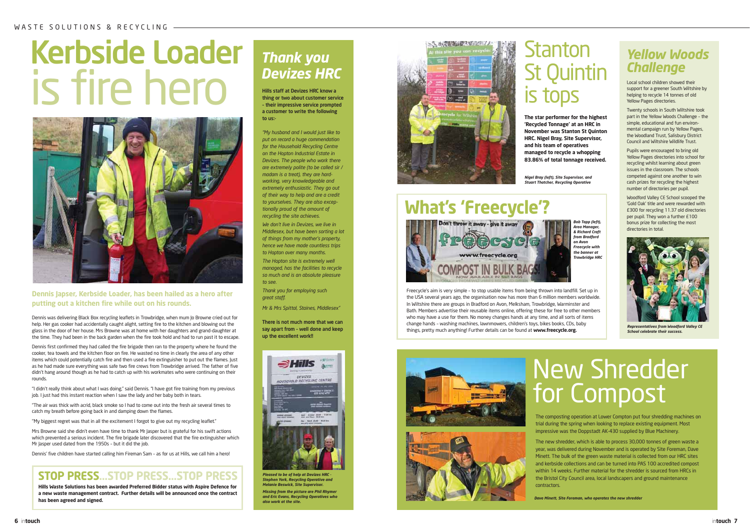# Kerbside Loader is fire hero

**Dennis Japser, Kerbside Loader, has been hailed as a hero after putting out a kitchen fire while out on his rounds.**

Dennis was delivering Black Box recycling leaflets in Trowbridge, when mum Jo Browne cried out for help. Her gas cooker had accidentally caught alight, setting fire to the kitchen and blowing out the glass in the door of her house. Mrs Browne was at home with her daughters and grand-daughter at the time. They had been in the back garden when the fire took hold and had to run past it to escape.

Dennis first confirmed they had called the fire brigade then ran to the property where he found the cooker, tea towels and the kitchen floor on fire. He wasted no time in clearly the area of any other items which could potentially catch fire and then used a fire extinguisher to put out the flames. Just as he had made sure everything was safe two fire crews from Trowbridge arrived. The father of five didn't hang around though as he had to catch up with his workmates who were continuing on their rounds.

"I didn't really think about what I was doing," said Dennis. "I have got fire training from my previous job. I just had this instant reaction when I saw the lady and her baby both in tears.

"The air was thick with acrid, black smoke so I had to come out into the fresh air several times to catch my breath before going back in and damping down the flames.

"My biggest regret was that in all the excitement I forgot to give out my recycling leaflet."

Mrs Browne said she didn't even have time to thank Mr Jasper but is grateful for his swift actions which prevented a serious incident. The fire brigade later discovered that the fire extinguisher which Mr Jasper used dated from the 1950s - but it did the job.

Dennis' five children have started calling him Fireman Sam - as for us at Hills, we call him a hero!

## STOP PRESS...STOP PRESS...STOP PRESS

**Hills Waste Solutions has been awarded Preferred Bidder status with Aspire Defence for a new waste management contract. Further details will be announced once the contract has been agreed and signed.**

## *Thank you Devizes HRC*

**Hills staff at Devizes HRC know a thing or two about customer service - their impressive service prompted a customer to write the following to us:-**

*"My husband and I would just like to put on record a huge commendation for the Household Recycling Centre on the Hopton Industrial Estate in Devizes. The people who work there are extremely polite (to be called sir / madam is a treat), they are hard-working, very knowledgeable and extremely enthusiastic. They go out of their way to help and are a credit to yourselves. They are also exceptionally proud of the amount of recycling the site achieves.*

*We don't live in Devizes, we live in Middlesex, but have been sorting a lot of things from my mother's property, hence we have made countless trips to Hopton over many months.*

*The Hopton site is extremely well managed, has the facilities to recycle so much and is an absolute pleasure to see.*

*Thank you for employing such great staff.*

*Mr & Mrs Spittal, Staines, Middlesex"*

**There is not much more that we can say apart from - well done and keep up the excellent work!!**

***Pleased to be of help at Devizes HRC - Stephen York, Recycling Operative and Melanie Beswick, Site Supervisor.***

***Missing from the picture are Phil Rhymer and Eric Evans, Recycling Operatives who also work at the site.***

# Stanton St Quintin is tops

**The star performer for the highest 'Recycled Tonnage' at an HRC in November was Stanton St Quinton HRC. Nigel Bray, Site Supervisor, and his team of operatives managed to recycle a whopping 83.86% of total tonnage received.**

***Nigel Bray (left), Site Supervisor, and Stuart Thatcher, Recycling Operative***

## What's 'Freecycle'?

***Bob Tapp (left), Area Manager, & Richard Craft from Bradford on Avon Freecycle with the banner at Trowbridge HRC***

Freecycle's aim is very simple - to stop usable items from being thrown into landfill. Set up in the USA several years ago, the organisation now has more than 6 million members worldwide. In Wiltshire there are groups in Bradford on Avon, Melksham, Trowbridge, Warminster and Bath. Members advertise their reusable items online, offering these for free to other members who may have a use for them. No money changes hands at any time, and all sorts of items change hands - washing machines, lawnmowers, children's toys, bikes books, CDs, baby things, pretty much anything! Further details can be found at **www.freecycle.org.**

## *Yellow Woods Challenge*

Local school children showed their support for a greener South Wiltshire by helping to recycle 14 tonnes of old Yellow Pages directories.

Twenty schools in South Wiltshire took part in the Yellow Woods Challenge - the simple, educational and fun environmental campaign run by Yellow Pages, the Woodland Trust, Salisbury District Council and Wiltshire Wildlife Trust.

Pupils were encouraged to bring old Yellow Pages directories into school for recycling whilst learning about green issues in the classroom. The schools competed against one another to win cash prizes for recycling the highest number of directories per pupil.

Woodford Valley CE School scooped the 'Gold Oak' title and were rewarded with £300 for recycling 11.37 old directories per pupil. They won a further £100 bonus prize for collecting the most directories in total.

***Representatives from Woodford Valley CE School celebrate their success.***

# New Shredder for Compost

The composting operation at Lower Compton put four shredding machines on trial during the spring when looking to replace existing equipment. Most impressive was the Doppstadt AK-430 supplied by Blue Machinery.

The new shredder, which is able to process 30,000 tonnes of green waste a year, was delivered during November and is operated by Site Foreman, Dave Minett. The bulk of the green waste material is collected from our HRC sites and kerbside collections and can be turned into PAS 100 accredited compost within 14 weeks. Further material for the shredder is sourced from HRCs in the Bristol City Council area, local landscapers and ground maintenance contractors.

***Dave Minett, Site Foreman, who operates the new shredder***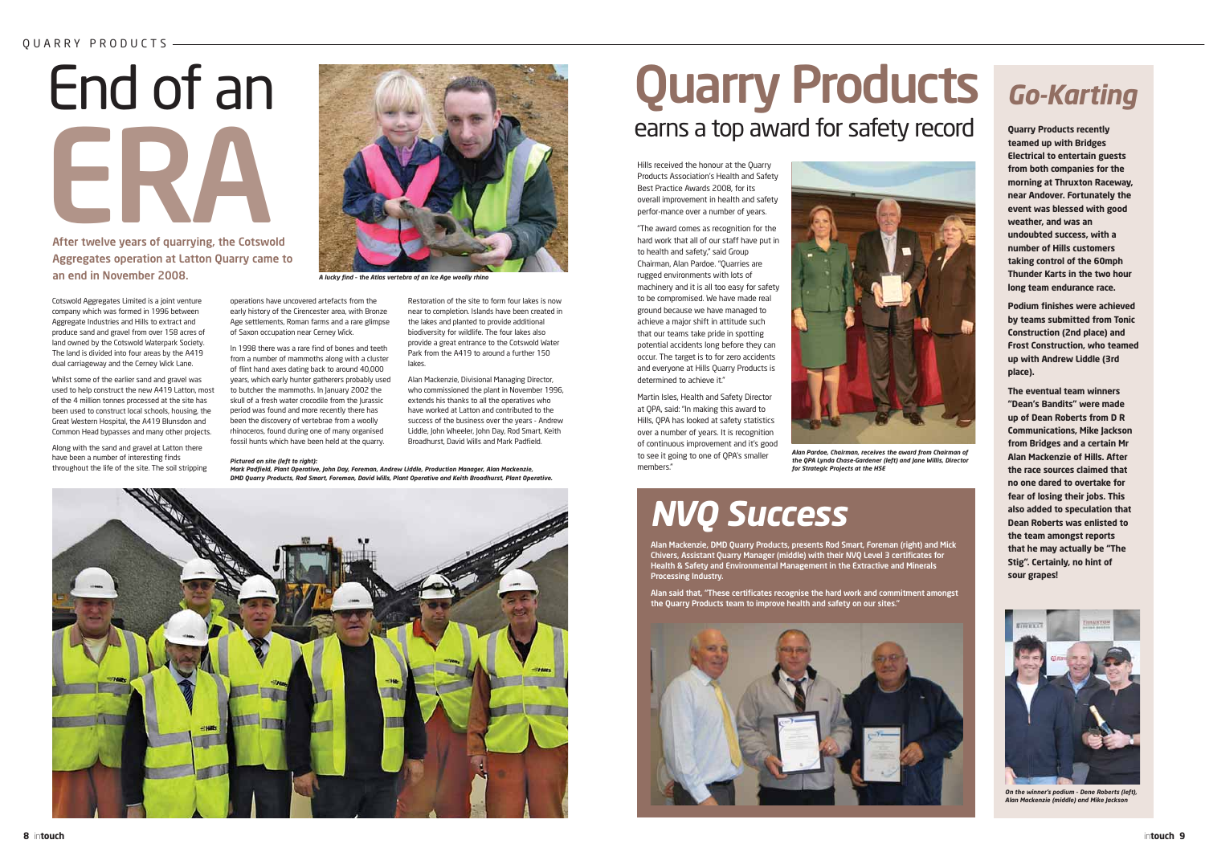# End of an ERA

**After twelve years of quarrying, the Cotswold Aggregates operation at Latton Quarry came to an end in November 2008.**

*A lucky find – the Atlas vertebra of an Ice Age woolly rhino*

Cotswold Aggregates Limited is a joint venture company which was formed in 1996 between Aggregate Industries and Hills to extract and produce sand and gravel from over 158 acres of land owned by the Cotswold Waterpark Society. The land is divided into four areas by the A419 dual carriageway and the Cerney Wick Lane.

Whilst some of the earlier sand and gravel was used to help construct the new A419 Latton, most of the 4 million tonnes processed at the site has been used to construct local schools, housing, the Great Western Hospital, the A419 Blunsdon and Common Head bypasses and many other projects.

Along with the sand and gravel at Latton there have been a number of interesting finds throughout the life of the site. The soil stripping operations have uncovered artefacts from the early history of the Cirencester area, with Bronze Age settlements, Roman farms and a rare glimpse of Saxon occupation near Cerney Wick.

In 1998 there was a rare find of bones and teeth from a number of mammoths along with a cluster of flint hand axes dating back to around 40,000 years, which early hunter gatherers probably used to butcher the mammoths. In January 2002 the skull of a fresh water crocodile from the Jurassic period was found and more recently there has been the discovery of vertebrae from a woolly rhinoceros, found during one of many organised fossil hunts which have been held at the quarry.

Restoration of the site to form four lakes is now near to completion. Islands have been created in the lakes and planted to provide additional biodiversity for wildlife. The four lakes also provide a great entrance to the Cotswold Water Park from the A419 to around a further 150 lakes.

Alan Mackenzie, Divisional Managing Director, who commissioned the plant in November 1996, extends his thanks to all the operatives who have worked at Latton and contributed to the success of the business over the years - Andrew Liddle, John Wheeler, John Day, Rod Smart, Keith Broadhurst, David Wills and Mark Padfield.

***Pictured on site (left to right):***
***Mark Padfield, Plant Operative, John Day, Foreman, Andrew Liddle, Production Manager, Alan Mackenzie, DMD Quarry Products, Rod Smart, Foreman, David Wills, Plant Operative and Keith Broadhurst, Plant Operative.***

# Quarry Products
## earns a top award for safety record

Hills received the honour at the Quarry Products Association's Health and Safety Best Practice Awards 2008, for its overall improvement in health and safety perfor-mance over a number of years.

"The award comes as recognition for the hard work that all of our staff have put in to health and safety," said Group Chairman, Alan Pardoe. "Quarries are rugged environments with lots of machinery and it is all too easy for safety to be compromised. We have made real ground because we have managed to achieve a major shift in attitude such that our teams take pride in spotting potential accidents long before they can occur. The target is to for zero accidents and everyone at Hills Quarry Products is determined to achieve it."

Martin Isles, Health and Safety Director at QPA, said: "In making this award to Hills, QPA has looked at safety statistics over a number of years. It is recognition of continuous improvement and it's good to see it going to one of QPA's smaller members."

*Alan Pardoe, Chairman, receives the award from Chairman of the QPA Lynda Chase-Gardener (left) and Jane Willis, Director for Strategic Projects at the HSE*

# NVQ Success

**Alan Mackenzie, DMD Quarry Products, presents Rod Smart, Foreman (right) and Mick Chivers, Assistant Quarry Manager (middle) with their NVQ Level 3 certificates for Health & Safety and Environmental Management in the Extractive and Minerals Processing Industry.**

**Alan said that, "These certificates recognise the hard work and commitment amongst the Quarry Products team to improve health and safety on our sites."**

# Go-Karting

**Quarry Products recently teamed up with Bridges Electrical to entertain guests from both companies for the morning at Thruxton Raceway, near Andover. Fortunately the event was blessed with good weather, and was an undoubted success, with a number of Hills customers taking control of the 60mph Thunder Karts in the two hour long team endurance race.**

**Podium finishes were achieved by teams submitted from Tonic Construction (2nd place) and Frost Construction, who teamed up with Andrew Liddle (3rd place).**

**The eventual team winners "Dean's Bandits" were made up of Dean Roberts from D R Communications, Mike Jackson from Bridges and a certain Mr Alan Mackenzie of Hills. After the race sources claimed that no one dared to overtake for fear of losing their jobs. This also added to speculation that Dean Roberts was enlisted to the team amongst reports that he may actually be "The Stig". Certainly, no hint of sour grapes!**

*On the winner's podium – Dene Roberts (left), Alan Mackenzie (middle) and Mike Jackson*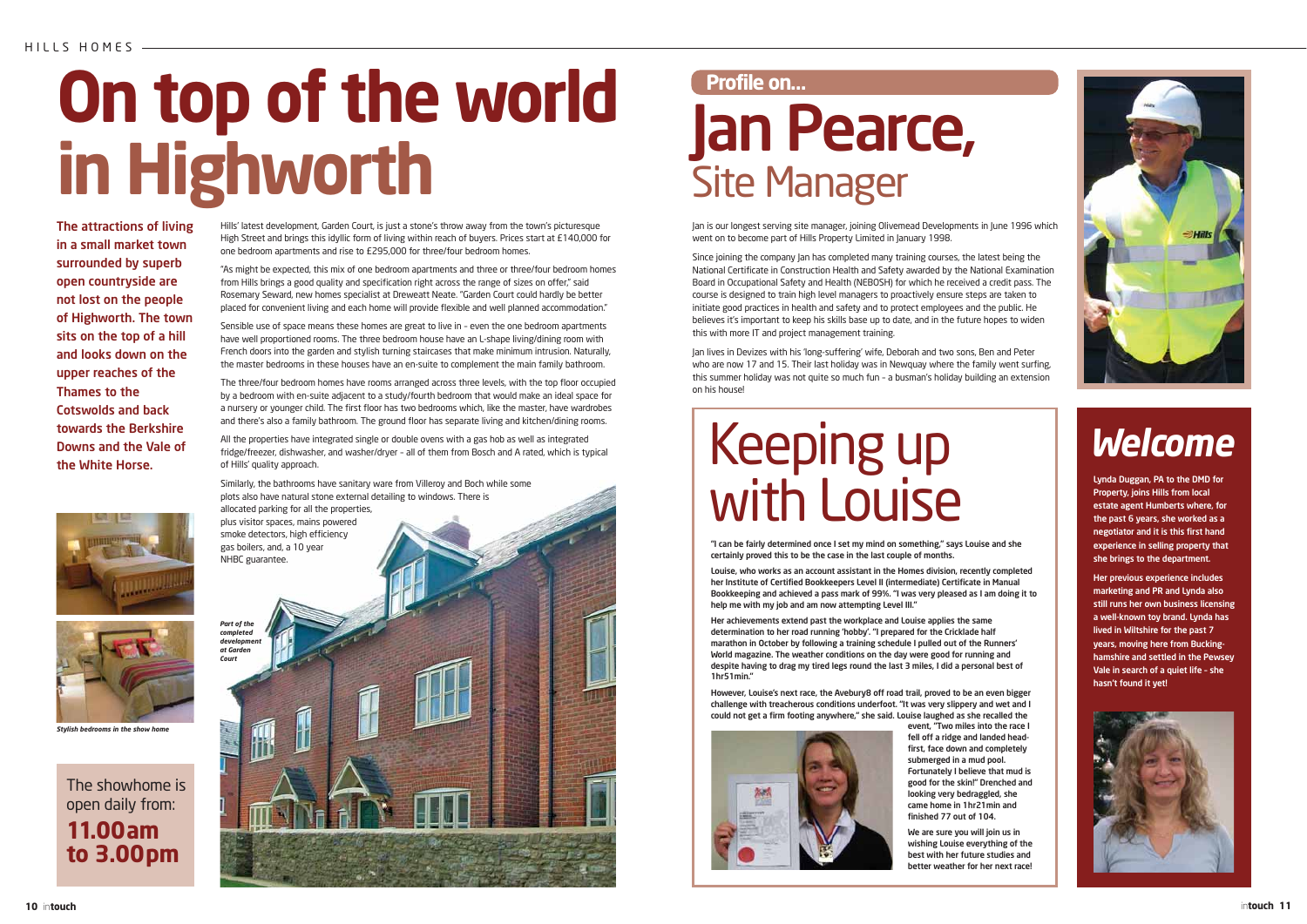# On top of the world in Highworth

**The attractions of living in a small market town surrounded by superb open countryside are not lost on the people of Highworth. The town sits on the top of a hill and looks down on the upper reaches of the Thames to the Cotswolds and back towards the Berkshire Downs and the Vale of the White Horse.**

*Stylish bedrooms in the show home*

The showhome is open daily from:

**11.00am to 3.00pm**

Hills' latest development, Garden Court, is just a stone's throw away from the town's picturesque High Street and brings this idyllic form of living within reach of buyers. Prices start at £140,000 for one bedroom apartments and rise to £295,000 for three/four bedroom homes.

"As might be expected, this mix of one bedroom apartments and three or three/four bedroom homes from Hills brings a good quality and specification right across the range of sizes on offer," said Rosemary Seward, new homes specialist at Dreweatt Neate. "Garden Court could hardly be better placed for convenient living and each home will provide flexible and well planned accommodation."

Sensible use of space means these homes are great to live in - even the one bedroom apartments have well proportioned rooms. The three bedroom house have an L-shape living/dining room with French doors into the garden and stylish turning staircases that make minimum intrusion. Naturally, the master bedrooms in these houses have an en-suite to complement the main family bathroom.

The three/four bedroom homes have rooms arranged across three levels, with the top floor occupied by a bedroom with en-suite adjacent to a study/fourth bedroom that would make an ideal space for a nursery or younger child. The first floor has two bedrooms which, like the master, have wardrobes and there's also a family bathroom. The ground floor has separate living and kitchen/dining rooms.

All the properties have integrated single or double ovens with a gas hob as well as integrated fridge/freezer, dishwasher, and washer/dryer - all of them from Bosch and A rated, which is typical of Hills' quality approach.

Similarly, the bathrooms have sanitary ware from Villeroy and Boch while some plots also have natural stone external detailing to windows. There is allocated parking for all the properties, plus visitor spaces, mains powered smoke detectors, high efficiency gas boilers, and, a 10 year NHBC guarantee.

*Part of the completed development at Garden Court*

## Profile on...

# Jan Pearce, Site Manager

Jan is our longest serving site manager, joining Olivemead Developments in June 1996 which went on to become part of Hills Property Limited in January 1998.

Since joining the company Jan has completed many training courses, the latest being the National Certificate in Construction Health and Safety awarded by the National Examination Board in Occupational Safety and Health (NEBOSH) for which he received a credit pass. The course is designed to train high level managers to proactively ensure steps are taken to initiate good practices in health and safety and to protect employees and the public. He believes it's important to keep his skills base up to date, and in the future hopes to widen this with more IT and project management training.

Jan lives in Devizes with his 'long-suffering' wife, Deborah and two sons, Ben and Peter who are now 17 and 15. Their last holiday was in Newquay where the family went surfing, this summer holiday was not quite so much fun - a busman's holiday building an extension on his house!

# Keeping up with Louise

**"I can be fairly determined once I set my mind on something," says Louise and she certainly proved this to be the case in the last couple of months.**

**Louise, who works as an account assistant in the Homes division, recently completed her Institute of Certified Bookkeepers Level II (intermediate) Certificate in Manual Bookkeeping and achieved a pass mark of 99%. "I was very pleased as I am doing it to help me with my job and am now attempting Level III."**

**Her achievements extend past the workplace and Louise applies the same determination to her road running 'hobby'. "I prepared for the Cricklade half marathon in October by following a training schedule I pulled out of the Runners' World magazine. The weather conditions on the day were good for running and despite having to drag my tired legs round the last 3 miles, I did a personal best of 1hr51min."**

**However, Louise's next race, the Avebury8 off road trail, proved to be an even bigger challenge with treacherous conditions underfoot. "It was very slippery and wet and I could not get a firm footing anywhere," she said. Louise laughed as she recalled the event, "Two miles into the race I fell off a ridge and landed head-first, face down and completely submerged in a mud pool. Fortunately I believe that mud is good for the skin!" Drenched and looking very bedraggled, she came home in 1hr21min and finished 77 out of 104.**

**We are sure you will join us in wishing Louise everything of the best with her future studies and better weather for her next race!**

# Welcome

**Lynda Duggan, PA to the DMD for Property, joins Hills from local estate agent Humberts where, for the past 6 years, she worked as a negotiator and it is this first hand experience in selling property that she brings to the department.**

**Her previous experience includes marketing and PR and Lynda also still runs her own business licensing a well-known toy brand. Lynda has lived in Wiltshire for the past 7 years, moving here from Buckinghamshire and settled in the Pewsey Vale in search of a quiet life - she hasn't found it yet!**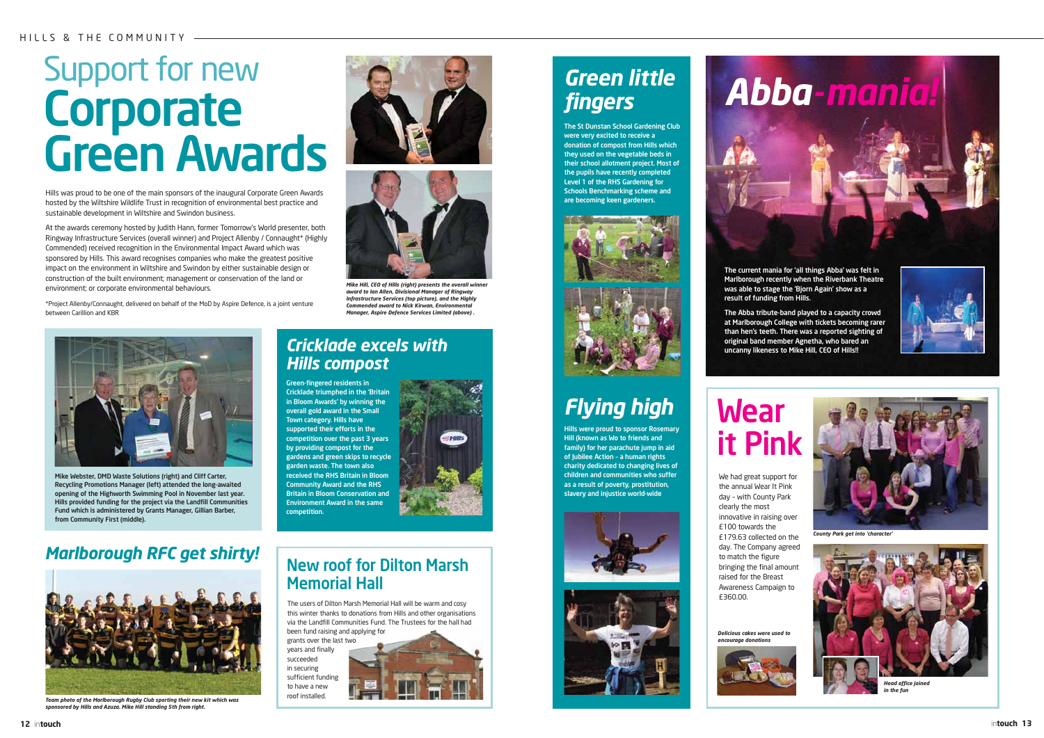# Support for new Corporate Green Awards

Hills was proud to be one of the main sponsors of the inaugural Corporate Green Awards hosted by the Wiltshire Wildlife Trust in recognition of environmental best practice and sustainable development in Wiltshire and Swindon business.

At the awards ceremony hosted by Judith Hann, former Tomorrow's World presenter, both Ringway Infrastructure Services (overall winner) and Project Allenby / Connaught* (Highly Commended) received recognition in the Environmental Impact Award which was sponsored by Hills. This award recognises companies which make the greatest positive impact on the environment in Wiltshire and Swindon by either sustainable design or construction of the built environment; management or conservation of the land or environment; or corporate environmental behaviours.

*Project Allenby/Connaught, delivered on behalf of the MoD by Aspire Defence, is a joint venture between Carillion and KBR

*Mike Hill, CEO of Hills (right) presents the overall winner award to Ian Allen, Divisional Manager of Ringway Infrastructure Services (top picture), and the Highly Commended award to Nick Kirwan, Environmental Manager, Aspire Defence Services Limited (above) .*

Mike Webster, DMD Waste Solutions (right) and Cliff Carter, Recycling Promotions Manager (left) attended the long-awaited opening of the Highworth Swimming Pool in November last year. Hills provided funding for the project via the Landfill Communities Fund which is administered by Grants Manager, Gillian Barber, from Community First (middle).

## Cricklade excels with Hills compost

Green-fingered residents in Cricklade triumphed in the 'Britain in Bloom Awards' by winning the overall gold award in the Small Town category. Hills have supported their efforts in the competition over the past 3 years by providing compost for the gardens and green skips to recycle garden waste. The town also received the RHS Britain in Bloom Community Award and the RHS Britain in Bloom Conservation and Environment Award in the same competition.

## Marlborough RFC get shirty!

*Team photo of the Marlborough Rugby Club sporting their new kit which was sponsored by Hills and Azuza. Mike Hill standing 5th from right.*

## New roof for Dilton Marsh Memorial Hall

The users of Dilton Marsh Memorial Hall will be warm and cosy this winter thanks to donations from Hills and other organisations via the Landfill Communities Fund. The Trustees for the hall had been fund raising and applying for grants over the last two years and finally succeeded in securing sufficient funding to have a new roof installed.

## Green little fingers

The St Dunstan School Gardening Club were very excited to receive a donation of compost from Hills which they used on the vegetable beds in their school allotment project. Most of the pupils have recently completed Level 1 of the RHS Gardening for Schools Benchmarking scheme and are becoming keen gardeners.

## Flying high

Hills were proud to sponsor Rosemary Hill (known as Wo to friends and family) for her parachute jump in aid of Jubilee Action – a human rights charity dedicated to changing lives of children and communities who suffer as a result of poverty, prostitution, slavery and injustice world-wide

## Abba-mania!

The current mania for 'all things Abba' was felt in Marlborough recently when the Riverbank Theatre was able to stage the 'Bjorn Again' show as a result of funding from Hills.

The Abba tribute-band played to a capacity crowd at Marlborough College with tickets becoming rarer than hen's teeth. There was a reported sighting of original band member Agnetha, who bared an uncanny likeness to Mike Hill, CEO of Hills!!

## Wear it Pink

We had great support for the annual Wear It Pink day – with County Park clearly the most innovative in raising over £100 towards the £179.63 collected on the day. The Company agreed to match the figure bringing the final amount raised for the Breast Awareness Campaign to £360.00.

*County Park get into 'character'*

*Delicious cakes were used to encourage donations*

*Head office joined in the fun*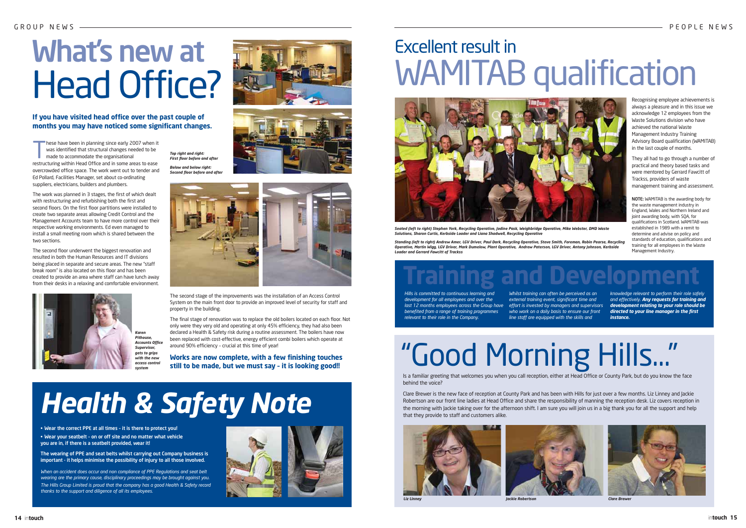# What's new at Head Office?

**If you have visited head office over the past couple of months you may have noticed some significant changes.**

These have been in planning since early 2007 when it was identified that structural changes needed to be made to accommodate the organisational restructuring within Head Office and in some areas to ease overcrowded office space. The work went out to tender and Ed Pollard, Facilities Manager, set about co-ordinating suppliers, electricians, builders and plumbers.

The work was planned in 3 stages, the first of which dealt with restructuring and refurbishing both the first and second floors. On the first floor partitions were installed to create two separate areas allowing Credit Control and the Management Accounts team to have more control over their respective working environments. Ed even managed to install a small meeting room which is shared between the two sections.

The second floor underwent the biggest renovation and resulted in both the Human Resources and IT divisions being placed in separate and secure areas. The new "staff break room" is also located on this floor and has been created to provide an area where staff can have lunch away from their desks in a relaxing and comfortable environment.

*Top right and right: First floor before and after*

*Below and below right: Second floor before and after*

*Karen Pithouse, Accounts Office Supervisor, gets to grips with the new access control system*

The second stage of the improvements was the installation of an Access Control System on the main front door to provide an improved level of security for staff and property in the building.

The final stage of renovation was to replace the old boilers located on each floor. Not only were they very old and operating at only 45% efficiency, they had also been declared a Health & Safety risk during a routine assessment. The boilers have now been replaced with cost-effective, energy efficient combi boilers which operate at around 90% efficiency - crucial at this time of year!

**Works are now complete, with a few finishing touches still to be made, but we must say - it is looking good!!**

# Health & Safety Note

- **Wear the correct PPE at all times - it is there to protect you!**
- **Wear your seatbelt - on or off site and no matter what vehicle you are in, if there is a seatbelt provided, wear it!**

**The wearing of PPE and seat belts whilst carrying out Company business is important - it helps minimise the possibility of injury to all those involved.**

*When an accident does occur and non compliance of PPE Regulations and seat belt wearing are the primary cause, disciplinary proceedings may be brought against you.*

*The Hills Group Limited is proud that the company has a good Health & Safety record thanks to the support and diligence of all its employees.*

# Excellent result in WAMITAB qualification

*Seated (left to right) Stephen York, Recycling Operative, Jodine Pask, Weighbridge Operative, Mike Webster, DMD Waste Solutions, Sharon Curtis, Kerbside Loader and Liana Shadwell, Recycling Operative*

*Standing (left to right) Andrew Amer, LGV Driver, Paul Dark, Recycling Operative, Steve Smith, Foreman, Robin Pearse, Recycling Operative, Martin Wigg, LGV Driver, Mark Dumelow, Plant Operative, Andrew Paterson, LGV Driver, Antony Johnson, Kerbside Loader and Gerrard Fawcitt of Trackss*

Recognising employee achievements is always a pleasure and in this issue we acknowledge 12 employees from the Waste Solutions division who have achieved the national Waste Management Industry Training Advisory Board qualification (WAMITAB) in the last couple of months.

They all had to go through a number of practical and theory based tasks and were mentored by Gerrard Fawcitt of Trackss, providers of waste management training and assessment.

NOTE: WAMITAB is the awarding body for the waste management industry in England, Wales and Northern Ireland and joint awarding body, with SQA, for qualifications in Scotland. WAMITAB was established in 1989 with a remit to determine and advise on policy and standards of education, qualifications and training for all employees in the Waste Management Industry.

# Training and Development

*Hills is committed to continuous learning and development for all employees and over the last 12 months employees across the Group have benefited from a range of training programmes relevant to their role in the Company.*

*Whilst training can often be perceived as an external training event, significant time and effort is invested by managers and supervisors who work on a daily basis to ensure our front line staff are equipped with the skills and knowledge relevant to perform their role safely and effectively.* ***Any requests for training and development relating to your role should be directed to your line manager in the first instance.***

# "Good Morning Hills..."

Is a familiar greeting that welcomes you when you call reception, either at Head Office or County Park, but do you know the face behind the voice?

Clare Brewer is the new face of reception at County Park and has been with Hills for just over a few months. Liz Linney and Jackie Robertson are our front line ladies at Head Office and share the responsibility of manning the reception desk. Liz covers reception in the morning with Jackie taking over for the afternoon shift. I am sure you will join us in a big thank you for all the support and help that they provide to staff and customers alike.

*Liz Linney*

*Jackie Robertson*

*Clare Brewer*